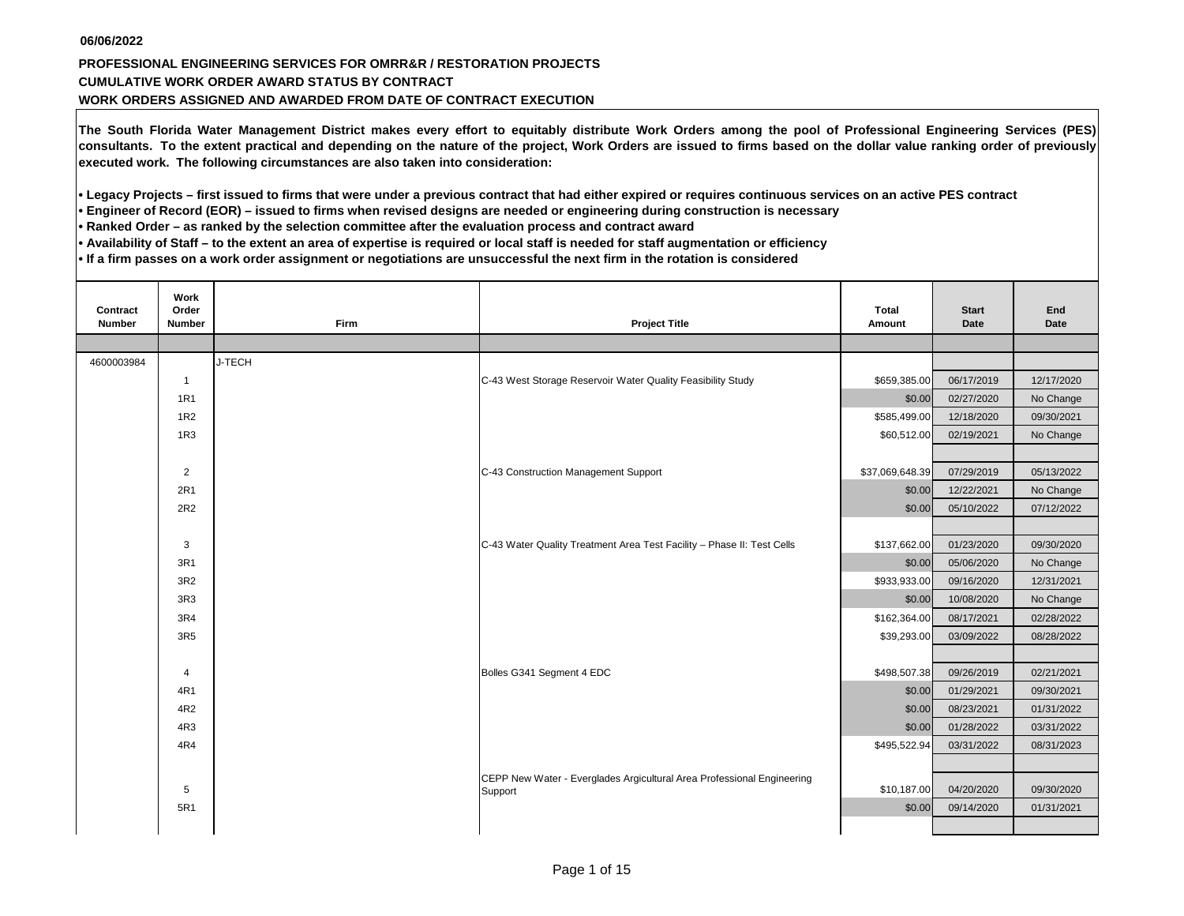06/06/2022

**PROFESSIONAL ENGINEERING SERVICES FOR OMRR&R / RESTORATION PROJECTS**

**CUMULATIVE WORK ORDER AWARD STATUS BY CONTRACT**

**WORK ORDERS ASSIGNED AND AWARDED FROM DATE OF CONTRACT EXECUTION**

**The South Florida Water Management District makes every effort to equitably distribute Work Orders among the pool of Professional Engineering Services (PES) consultants. To the extent practical and depending on the nature of the project, Work Orders are issued to firms based on the dollar value ranking order of previously executed work. The following circumstances are also taken into consideration:**

- **Legacy Projects – first issued to firms that were under a previous contract that had either expired or requires continuous services on an active PES contract**
- **Engineer of Record (EOR) – issued to firms when revised designs are needed or engineering during construction is necessary**
- **Ranked Order – as ranked by the selection committee after the evaluation process and contract award**
- **Availability of Staff – to the extent an area of expertise is required or local staff is needed for staff augmentation or efficiency**
- **If a firm passes on a work order assignment or negotiations are unsuccessful the next firm in the rotation is considered**

| Contract Number | Work Order Number | Firm | Project Title | Total Amount | Start Date | End Date |
|---|---|---|---|---|---|---|
| 4600003984 | | J-TECH | | | | |
| | 1 | | C-43 West Storage Reservoir Water Quality Feasibility Study | $659,385.00 | 06/17/2019 | 12/17/2020 |
| | 1R1 | | | $0.00 | 02/27/2020 | No Change |
| | 1R2 | | | $585,499.00 | 12/18/2020 | 09/30/2021 |
| | 1R3 | | | $60,512.00 | 02/19/2021 | No Change |
| | 2 | | C-43 Construction Management Support | $37,069,648.39 | 07/29/2019 | 05/13/2022 |
| | 2R1 | | | $0.00 | 12/22/2021 | No Change |
| | 2R2 | | | $0.00 | 05/10/2022 | 07/12/2022 |
| | 3 | | C-43 Water Quality Treatment Area Test Facility – Phase II: Test Cells | $137,662.00 | 01/23/2020 | 09/30/2020 |
| | 3R1 | | | $0.00 | 05/06/2020 | No Change |
| | 3R2 | | | $933,933.00 | 09/16/2020 | 12/31/2021 |
| | 3R3 | | | $0.00 | 10/08/2020 | No Change |
| | 3R4 | | | $162,364.00 | 08/17/2021 | 02/28/2022 |
| | 3R5 | | | $39,293.00 | 03/09/2022 | 08/28/2022 |
| | 4 | | Bolles G341 Segment 4 EDC | $498,507.38 | 09/26/2019 | 02/21/2021 |
| | 4R1 | | | $0.00 | 01/29/2021 | 09/30/2021 |
| | 4R2 | | | $0.00 | 08/23/2021 | 01/31/2022 |
| | 4R3 | | | $0.00 | 01/28/2022 | 03/31/2022 |
| | 4R4 | | | $495,522.94 | 03/31/2022 | 08/31/2023 |
| | 5 | | CEPP New Water - Everglades Argicultural Area Professional Engineering Support | $10,187.00 | 04/20/2020 | 09/30/2020 |
| | 5R1 | | | $0.00 | 09/14/2020 | 01/31/2021 |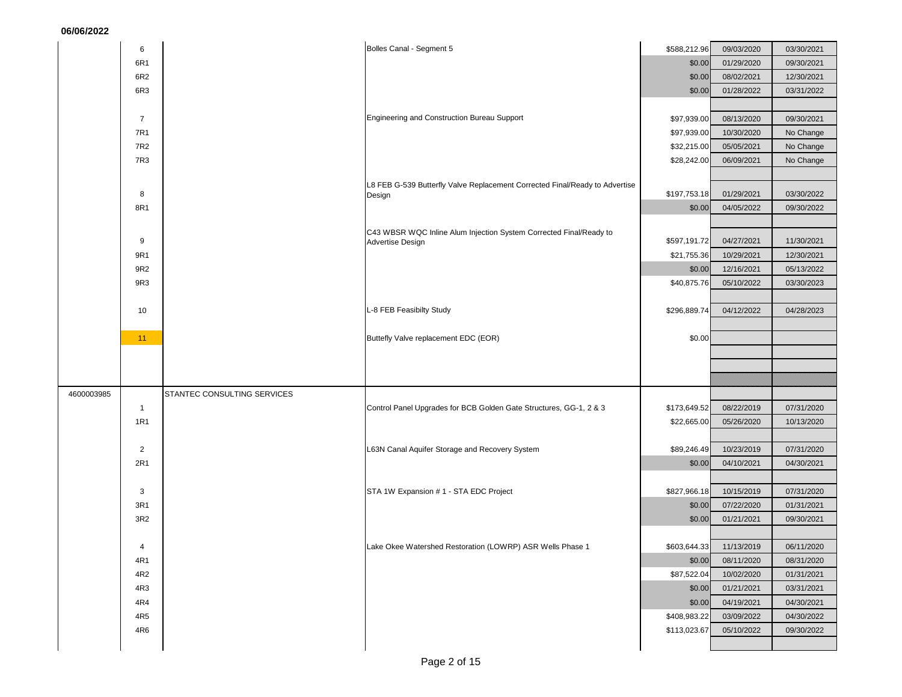06/06/2022

| | | | | | | |
|---|---|---|---|---|---|---|
| | 6 | | Bolles Canal - Segment 5 | $588,212.96 | 09/03/2020 | 03/30/2021 |
| | 6R1 | | | $0.00 | 01/29/2020 | 09/30/2021 |
| | 6R2 | | | $0.00 | 08/02/2021 | 12/30/2021 |
| | 6R3 | | | $0.00 | 01/28/2022 | 03/31/2022 |
| | | | | | | |
| | 7 | | Engineering and Construction Bureau Support | $97,939.00 | 08/13/2020 | 09/30/2021 |
| | 7R1 | | | $97,939.00 | 10/30/2020 | No Change |
| | 7R2 | | | $32,215.00 | 05/05/2021 | No Change |
| | 7R3 | | | $28,242.00 | 06/09/2021 | No Change |
| | | | | | | |
| | 8 | | L8 FEB G-539 Butterfly Valve Replacement Corrected Final/Ready to Advertise Design | $197,753.18 | 01/29/2021 | 03/30/2022 |
| | 8R1 | | | $0.00 | 04/05/2022 | 09/30/2022 |
| | | | | | | |
| | 9 | | C43 WBSR WQC Inline Alum Injection System Corrected Final/Ready to Advertise Design | $597,191.72 | 04/27/2021 | 11/30/2021 |
| | 9R1 | | | $21,755.36 | 10/29/2021 | 12/30/2021 |
| | 9R2 | | | $0.00 | 12/16/2021 | 05/13/2022 |
| | 9R3 | | | $40,875.76 | 05/10/2022 | 03/30/2023 |
| | | | | | | |
| | 10 | | L-8 FEB Feasibilty Study | $296,889.74 | 04/12/2022 | 04/28/2023 |
| | | | | | | |
| | 11 | | Buttefly Valve replacement EDC (EOR) | $0.00 | | |
| | | | | | | |
| 4600003985 | | STANTEC CONSULTING SERVICES | | | | |
| | 1 | | Control Panel Upgrades for BCB Golden Gate Structures, GG-1, 2 & 3 | $173,649.52 | 08/22/2019 | 07/31/2020 |
| | 1R1 | | | $22,665.00 | 05/26/2020 | 10/13/2020 |
| | | | | | | |
| | 2 | | L63N Canal Aquifer Storage and Recovery System | $89,246.49 | 10/23/2019 | 07/31/2020 |
| | 2R1 | | | $0.00 | 04/10/2021 | 04/30/2021 |
| | | | | | | |
| | 3 | | STA 1W Expansion # 1 - STA EDC Project | $827,966.18 | 10/15/2019 | 07/31/2020 |
| | 3R1 | | | $0.00 | 07/22/2020 | 01/31/2021 |
| | 3R2 | | | $0.00 | 01/21/2021 | 09/30/2021 |
| | | | | | | |
| | 4 | | Lake Okee Watershed Restoration (LOWRP) ASR Wells Phase 1 | $603,644.33 | 11/13/2019 | 06/11/2020 |
| | 4R1 | | | $0.00 | 08/11/2020 | 08/31/2020 |
| | 4R2 | | | $87,522.04 | 10/02/2020 | 01/31/2021 |
| | 4R3 | | | $0.00 | 01/21/2021 | 03/31/2021 |
| | 4R4 | | | $0.00 | 04/19/2021 | 04/30/2021 |
| | 4R5 | | | $408,983.22 | 03/09/2022 | 04/30/2022 |
| | 4R6 | | | $113,023.67 | 05/10/2022 | 09/30/2022 |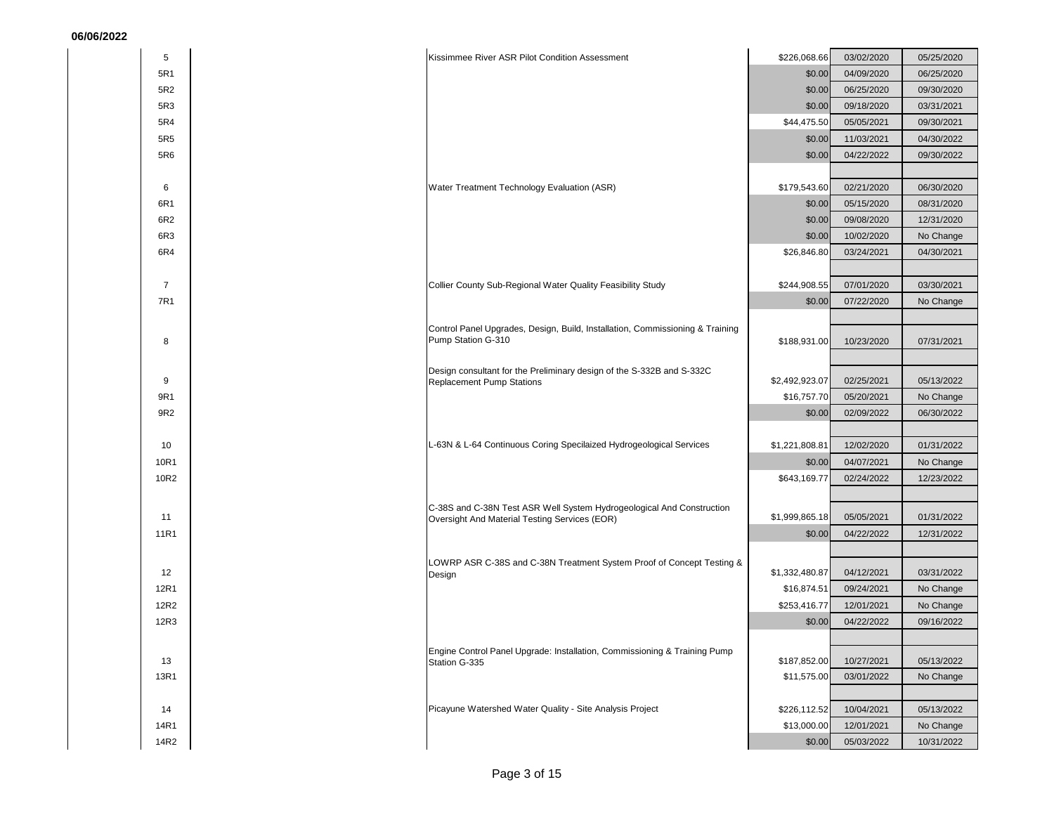06/06/2022

| | | | | |
|---|---|---|---|---|
| 5 | Kissimmee River ASR Pilot Condition Assessment | $226,068.66 | 03/02/2020 | 05/25/2020 |
| 5R1 | | $0.00 | 04/09/2020 | 06/25/2020 |
| 5R2 | | $0.00 | 06/25/2020 | 09/30/2020 |
| 5R3 | | $0.00 | 09/18/2020 | 03/31/2021 |
| 5R4 | | $44,475.50 | 05/05/2021 | 09/30/2021 |
| 5R5 | | $0.00 | 11/03/2021 | 04/30/2022 |
| 5R6 | | $0.00 | 04/22/2022 | 09/30/2022 |
| | | | | |
| 6 | Water Treatment Technology Evaluation (ASR) | $179,543.60 | 02/21/2020 | 06/30/2020 |
| 6R1 | | $0.00 | 05/15/2020 | 08/31/2020 |
| 6R2 | | $0.00 | 09/08/2020 | 12/31/2020 |
| 6R3 | | $0.00 | 10/02/2020 | No Change |
| 6R4 | | $26,846.80 | 03/24/2021 | 04/30/2021 |
| | | | | |
| 7 | Collier County Sub-Regional Water Quality Feasibility Study | $244,908.55 | 07/01/2020 | 03/30/2021 |
| 7R1 | | $0.00 | 07/22/2020 | No Change |
| | | | | |
| 8 | Control Panel Upgrades, Design, Build, Installation, Commissioning & Training Pump Station G-310 | $188,931.00 | 10/23/2020 | 07/31/2021 |
| | | | | |
| 9 | Design consultant for the Preliminary design of the S-332B and S-332C Replacement Pump Stations | $2,492,923.07 | 02/25/2021 | 05/13/2022 |
| 9R1 | | $16,757.70 | 05/20/2021 | No Change |
| 9R2 | | $0.00 | 02/09/2022 | 06/30/2022 |
| | | | | |
| 10 | L-63N & L-64 Continuous Coring Specilaized Hydrogeological Services | $1,221,808.81 | 12/02/2020 | 01/31/2022 |
| 10R1 | | $0.00 | 04/07/2021 | No Change |
| 10R2 | | $643,169.77 | 02/24/2022 | 12/23/2022 |
| | | | | |
| 11 | C-38S and C-38N Test ASR Well System Hydrogeological And Construction Oversight And Material Testing Services (EOR) | $1,999,865.18 | 05/05/2021 | 01/31/2022 |
| 11R1 | | $0.00 | 04/22/2022 | 12/31/2022 |
| | | | | |
| 12 | LOWRP ASR C-38S and C-38N Treatment System Proof of Concept Testing & Design | $1,332,480.87 | 04/12/2021 | 03/31/2022 |
| 12R1 | | $16,874.51 | 09/24/2021 | No Change |
| 12R2 | | $253,416.77 | 12/01/2021 | No Change |
| 12R3 | | $0.00 | 04/22/2022 | 09/16/2022 |
| | | | | |
| 13 | Engine Control Panel Upgrade: Installation, Commissioning & Training Pump Station G-335 | $187,852.00 | 10/27/2021 | 05/13/2022 |
| 13R1 | | $11,575.00 | 03/01/2022 | No Change |
| | | | | |
| 14 | Picayune Watershed Water Quality - Site Analysis Project | $226,112.52 | 10/04/2021 | 05/13/2022 |
| 14R1 | | $13,000.00 | 12/01/2021 | No Change |
| 14R2 | | $0.00 | 05/03/2022 | 10/31/2022 |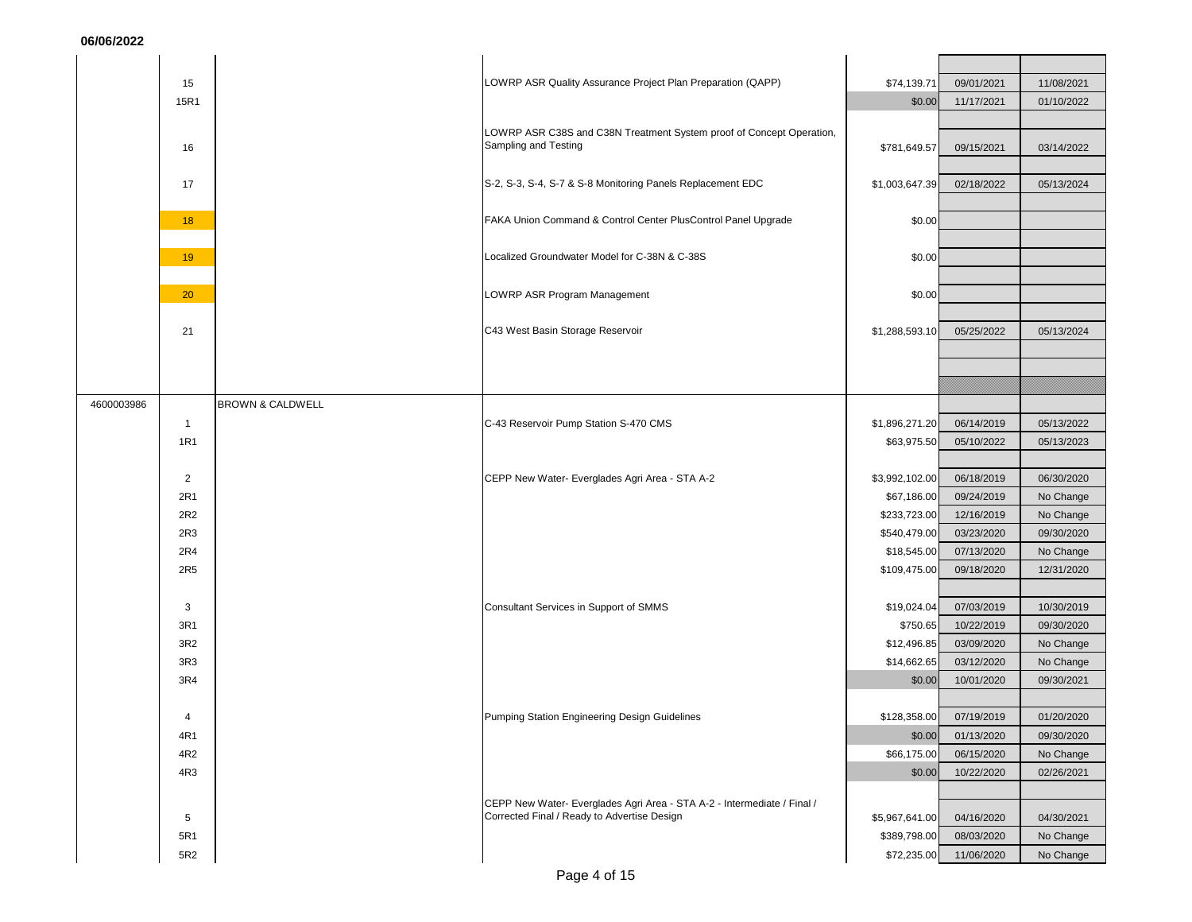06/06/2022

| | | | | | | |
|---|---|---|---|---|---|---|
| | 15 | | LOWRP ASR Quality Assurance Project Plan Preparation (QAPP) | $74,139.71 | 09/01/2021 | 11/08/2021 |
| | 15R1 | | | $0.00 | 11/17/2021 | 01/10/2022 |
| | 16 | | LOWRP ASR C38S and C38N Treatment System proof of Concept Operation, Sampling and Testing | $781,649.57 | 09/15/2021 | 03/14/2022 |
| | 17 | | S-2, S-3, S-4, S-7 & S-8 Monitoring Panels Replacement EDC | $1,003,647.39 | 02/18/2022 | 05/13/2024 |
| | 18 | | FAKA Union Command & Control Center PlusControl Panel Upgrade | $0.00 | | |
| | 19 | | Localized Groundwater Model for C-38N & C-38S | $0.00 | | |
| | 20 | | LOWRP ASR Program Management | $0.00 | | |
| | 21 | | C43 West Basin Storage Reservoir | $1,288,593.10 | 05/25/2022 | 05/13/2024 |
| 4600003986 | | BROWN & CALDWELL | | | | |
| | 1 | | C-43 Reservoir Pump Station S-470 CMS | $1,896,271.20 | 06/14/2019 | 05/13/2022 |
| | 1R1 | | | $63,975.50 | 05/10/2022 | 05/13/2023 |
| | 2 | | CEPP New Water- Everglades Agri Area - STA A-2 | $3,992,102.00 | 06/18/2019 | 06/30/2020 |
| | 2R1 | | | $67,186.00 | 09/24/2019 | No Change |
| | 2R2 | | | $233,723.00 | 12/16/2019 | No Change |
| | 2R3 | | | $540,479.00 | 03/23/2020 | 09/30/2020 |
| | 2R4 | | | $18,545.00 | 07/13/2020 | No Change |
| | 2R5 | | | $109,475.00 | 09/18/2020 | 12/31/2020 |
| | 3 | | Consultant Services in Support of SMMS | $19,024.04 | 07/03/2019 | 10/30/2019 |
| | 3R1 | | | $750.65 | 10/22/2019 | 09/30/2020 |
| | 3R2 | | | $12,496.85 | 03/09/2020 | No Change |
| | 3R3 | | | $14,662.65 | 03/12/2020 | No Change |
| | 3R4 | | | $0.00 | 10/01/2020 | 09/30/2021 |
| | 4 | | Pumping Station Engineering Design Guidelines | $128,358.00 | 07/19/2019 | 01/20/2020 |
| | 4R1 | | | $0.00 | 01/13/2020 | 09/30/2020 |
| | 4R2 | | | $66,175.00 | 06/15/2020 | No Change |
| | 4R3 | | | $0.00 | 10/22/2020 | 02/26/2021 |
| | 5 | | CEPP New Water- Everglades Agri Area - STA A-2 - Intermediate / Final / Corrected Final / Ready to Advertise Design | $5,967,641.00 | 04/16/2020 | 04/30/2021 |
| | 5R1 | | | $389,798.00 | 08/03/2020 | No Change |
| | 5R2 | | | $72,235.00 | 11/06/2020 | No Change |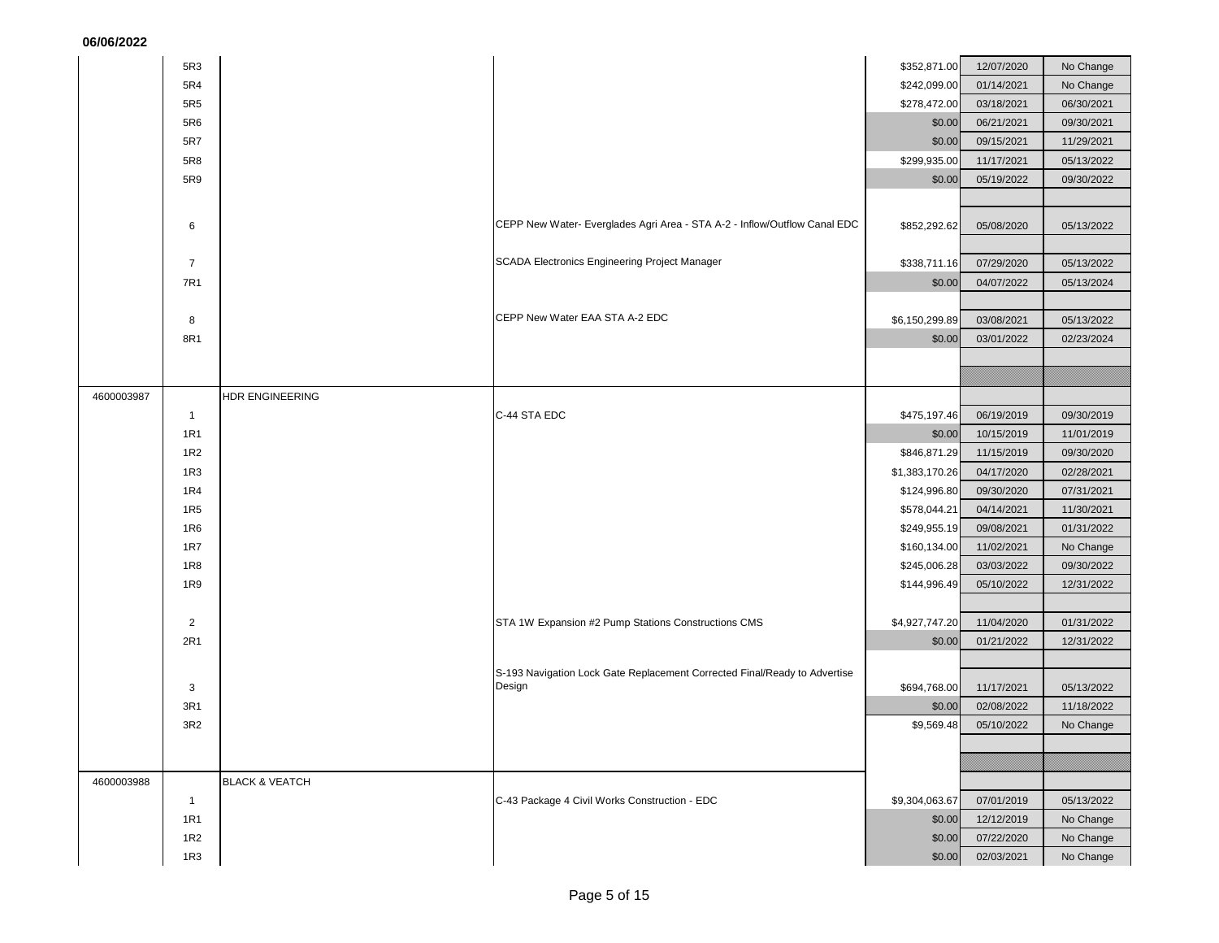06/06/2022

| | | | | | | |
|---|---|---|---|---|---|---|
| | 5R3 | | | $352,871.00 | 12/07/2020 | No Change |
| | 5R4 | | | $242,099.00 | 01/14/2021 | No Change |
| | 5R5 | | | $278,472.00 | 03/18/2021 | 06/30/2021 |
| | 5R6 | | | $0.00 | 06/21/2021 | 09/30/2021 |
| | 5R7 | | | $0.00 | 09/15/2021 | 11/29/2021 |
| | 5R8 | | | $299,935.00 | 11/17/2021 | 05/13/2022 |
| | 5R9 | | | $0.00 | 05/19/2022 | 09/30/2022 |
| | | | | | | |
| | 6 | | CEPP New Water- Everglades Agri Area - STA A-2 - Inflow/Outflow Canal EDC | $852,292.62 | 05/08/2020 | 05/13/2022 |
| | | | | | | |
| | 7 | | SCADA Electronics Engineering Project Manager | $338,711.16 | 07/29/2020 | 05/13/2022 |
| | 7R1 | | | $0.00 | 04/07/2022 | 05/13/2024 |
| | | | | | | |
| | 8 | | CEPP New Water EAA STA A-2 EDC | $6,150,299.89 | 03/08/2021 | 05/13/2022 |
| | 8R1 | | | $0.00 | 03/01/2022 | 02/23/2024 |
| | | | | | | |
| 4600003987 | | HDR ENGINEERING | | | | |
| | 1 | | C-44 STA EDC | $475,197.46 | 06/19/2019 | 09/30/2019 |
| | 1R1 | | | $0.00 | 10/15/2019 | 11/01/2019 |
| | 1R2 | | | $846,871.29 | 11/15/2019 | 09/30/2020 |
| | 1R3 | | | $1,383,170.26 | 04/17/2020 | 02/28/2021 |
| | 1R4 | | | $124,996.80 | 09/30/2020 | 07/31/2021 |
| | 1R5 | | | $578,044.21 | 04/14/2021 | 11/30/2021 |
| | 1R6 | | | $249,955.19 | 09/08/2021 | 01/31/2022 |
| | 1R7 | | | $160,134.00 | 11/02/2021 | No Change |
| | 1R8 | | | $245,006.28 | 03/03/2022 | 09/30/2022 |
| | 1R9 | | | $144,996.49 | 05/10/2022 | 12/31/2022 |
| | | | | | | |
| | 2 | | STA 1W Expansion #2 Pump Stations Constructions CMS | $4,927,747.20 | 11/04/2020 | 01/31/2022 |
| | 2R1 | | | $0.00 | 01/21/2022 | 12/31/2022 |
| | | | | | | |
| | 3 | | S-193 Navigation Lock Gate Replacement Corrected Final/Ready to Advertise Design | $694,768.00 | 11/17/2021 | 05/13/2022 |
| | 3R1 | | | $0.00 | 02/08/2022 | 11/18/2022 |
| | 3R2 | | | $9,569.48 | 05/10/2022 | No Change |
| | | | | | | |
| 4600003988 | | BLACK & VEATCH | | | | |
| | 1 | | C-43 Package 4 Civil Works Construction - EDC | $9,304,063.67 | 07/01/2019 | 05/13/2022 |
| | 1R1 | | | $0.00 | 12/12/2019 | No Change |
| | 1R2 | | | $0.00 | 07/22/2020 | No Change |
| | 1R3 | | | $0.00 | 02/03/2021 | No Change |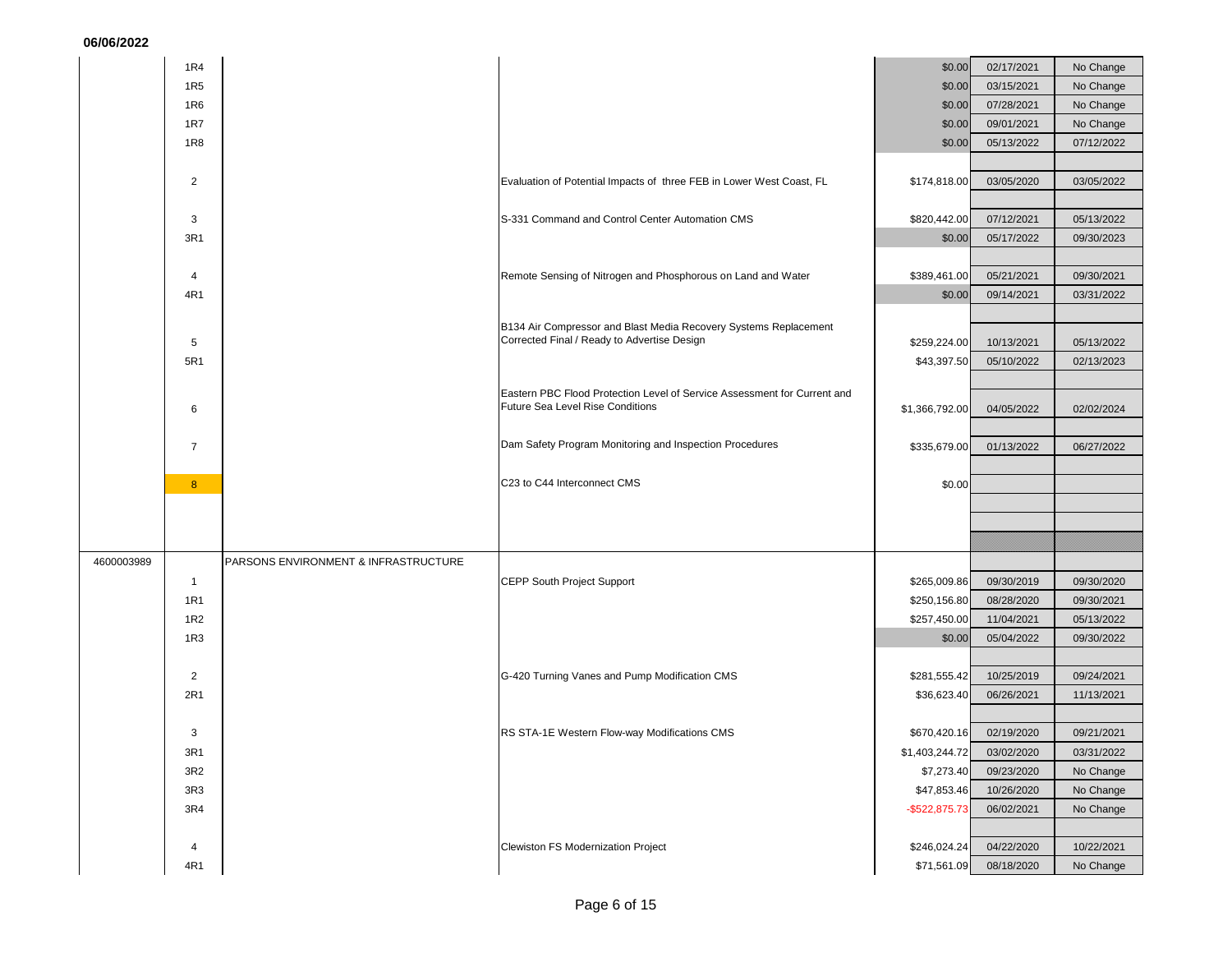06/06/2022

| | | | | | | |
|---|---|---|---|---|---|---|
| | 1R4 | | | $0.00 | 02/17/2021 | No Change |
| | 1R5 | | | $0.00 | 03/15/2021 | No Change |
| | 1R6 | | | $0.00 | 07/28/2021 | No Change |
| | 1R7 | | | $0.00 | 09/01/2021 | No Change |
| | 1R8 | | | $0.00 | 05/13/2022 | 07/12/2022 |
| | 2 | | Evaluation of Potential Impacts of three FEB in Lower West Coast, FL | $174,818.00 | 03/05/2020 | 03/05/2022 |
| | 3 | | S-331 Command and Control Center Automation CMS | $820,442.00 | 07/12/2021 | 05/13/2022 |
| | 3R1 | | | $0.00 | 05/17/2022 | 09/30/2023 |
| | 4 | | Remote Sensing of Nitrogen and Phosphorous on Land and Water | $389,461.00 | 05/21/2021 | 09/30/2021 |
| | 4R1 | | | $0.00 | 09/14/2021 | 03/31/2022 |
| | 5 | | B134 Air Compressor and Blast Media Recovery Systems Replacement Corrected Final / Ready to Advertise Design | $259,224.00 | 10/13/2021 | 05/13/2022 |
| | 5R1 | | | $43,397.50 | 05/10/2022 | 02/13/2023 |
| | 6 | | Eastern PBC Flood Protection Level of Service Assessment for Current and Future Sea Level Rise Conditions | $1,366,792.00 | 04/05/2022 | 02/02/2024 |
| | 7 | | Dam Safety Program Monitoring and Inspection Procedures | $335,679.00 | 01/13/2022 | 06/27/2022 |
| | 8 | | C23 to C44 Interconnect CMS | $0.00 | | |
| 4600003989 | | PARSONS ENVIRONMENT & INFRASTRUCTURE | | | | |
| | 1 | | CEPP South Project Support | $265,009.86 | 09/30/2019 | 09/30/2020 |
| | 1R1 | | | $250,156.80 | 08/28/2020 | 09/30/2021 |
| | 1R2 | | | $257,450.00 | 11/04/2021 | 05/13/2022 |
| | 1R3 | | | $0.00 | 05/04/2022 | 09/30/2022 |
| | 2 | | G-420 Turning Vanes and Pump Modification CMS | $281,555.42 | 10/25/2019 | 09/24/2021 |
| | 2R1 | | | $36,623.40 | 06/26/2021 | 11/13/2021 |
| | 3 | | RS STA-1E Western Flow-way Modifications CMS | $670,420.16 | 02/19/2020 | 09/21/2021 |
| | 3R1 | | | $1,403,244.72 | 03/02/2020 | 03/31/2022 |
| | 3R2 | | | $7,273.40 | 09/23/2020 | No Change |
| | 3R3 | | | $47,853.46 | 10/26/2020 | No Change |
| | 3R4 | | | -$522,875.73 | 06/02/2021 | No Change |
| | 4 | | Clewiston FS Modernization Project | $246,024.24 | 04/22/2020 | 10/22/2021 |
| | 4R1 | | | $71,561.09 | 08/18/2020 | No Change |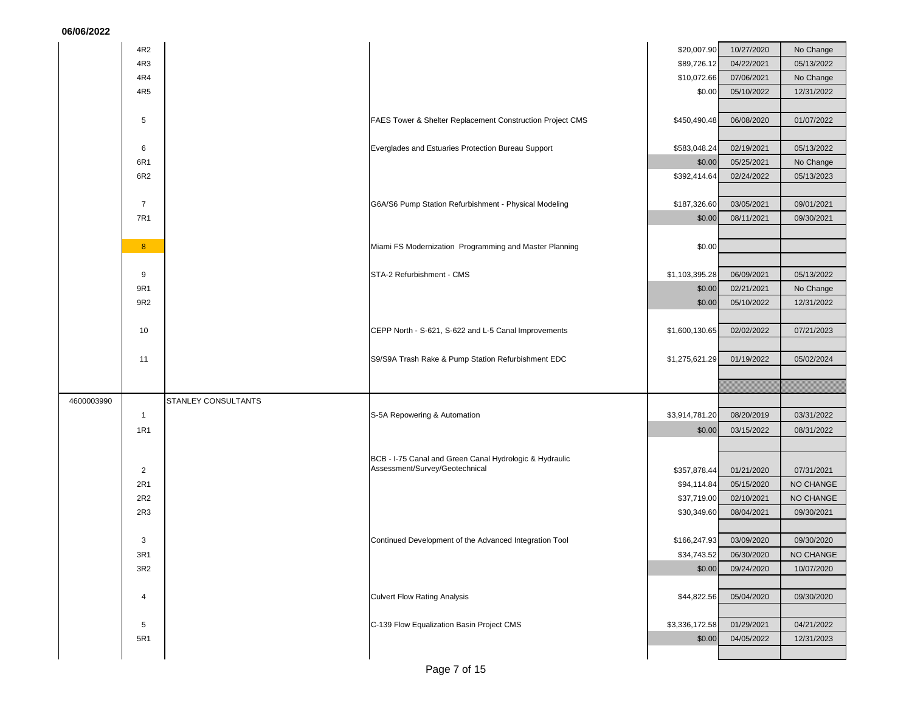06/06/2022

| | | | | | | |
|---|---|---|---|---|---|---|
| | 4R2 | | | $20,007.90 | 10/27/2020 | No Change |
| | 4R3 | | | $89,726.12 | 04/22/2021 | 05/13/2022 |
| | 4R4 | | | $10,072.66 | 07/06/2021 | No Change |
| | 4R5 | | | $0.00 | 05/10/2022 | 12/31/2022 |
| | 5 | | FAES Tower & Shelter Replacement Construction Project CMS | $450,490.48 | 06/08/2020 | 01/07/2022 |
| | 6 | | Everglades and Estuaries Protection Bureau Support | $583,048.24 | 02/19/2021 | 05/13/2022 |
| | 6R1 | | | $0.00 | 05/25/2021 | No Change |
| | 6R2 | | | $392,414.64 | 02/24/2022 | 05/13/2023 |
| | 7 | | G6A/S6 Pump Station Refurbishment - Physical Modeling | $187,326.60 | 03/05/2021 | 09/01/2021 |
| | 7R1 | | | $0.00 | 08/11/2021 | 09/30/2021 |
| | 8 | | Miami FS Modernization Programming and Master Planning | $0.00 | | |
| | 9 | | STA-2 Refurbishment - CMS | $1,103,395.28 | 06/09/2021 | 05/13/2022 |
| | 9R1 | | | $0.00 | 02/21/2021 | No Change |
| | 9R2 | | | $0.00 | 05/10/2022 | 12/31/2022 |
| | 10 | | CEPP North - S-621, S-622 and L-5 Canal Improvements | $1,600,130.65 | 02/02/2022 | 07/21/2023 |
| | 11 | | S9/S9A Trash Rake & Pump Station Refurbishment EDC | $1,275,621.29 | 01/19/2022 | 05/02/2024 |
| 4600003990 | | STANLEY CONSULTANTS | | | | |
| | 1 | | S-5A Repowering & Automation | $3,914,781.20 | 08/20/2019 | 03/31/2022 |
| | 1R1 | | | $0.00 | 03/15/2022 | 08/31/2022 |
| | 2 | | BCB - I-75 Canal and Green Canal Hydrologic & Hydraulic Assessment/Survey/Geotechnical | $357,878.44 | 01/21/2020 | 07/31/2021 |
| | 2R1 | | | $94,114.84 | 05/15/2020 | NO CHANGE |
| | 2R2 | | | $37,719.00 | 02/10/2021 | NO CHANGE |
| | 2R3 | | | $30,349.60 | 08/04/2021 | 09/30/2021 |
| | 3 | | Continued Development of the Advanced Integration Tool | $166,247.93 | 03/09/2020 | 09/30/2020 |
| | 3R1 | | | $34,743.52 | 06/30/2020 | NO CHANGE |
| | 3R2 | | | $0.00 | 09/24/2020 | 10/07/2020 |
| | 4 | | Culvert Flow Rating Analysis | $44,822.56 | 05/04/2020 | 09/30/2020 |
| | 5 | | C-139 Flow Equalization Basin Project CMS | $3,336,172.58 | 01/29/2021 | 04/21/2022 |
| | 5R1 | | | $0.00 | 04/05/2022 | 12/31/2023 |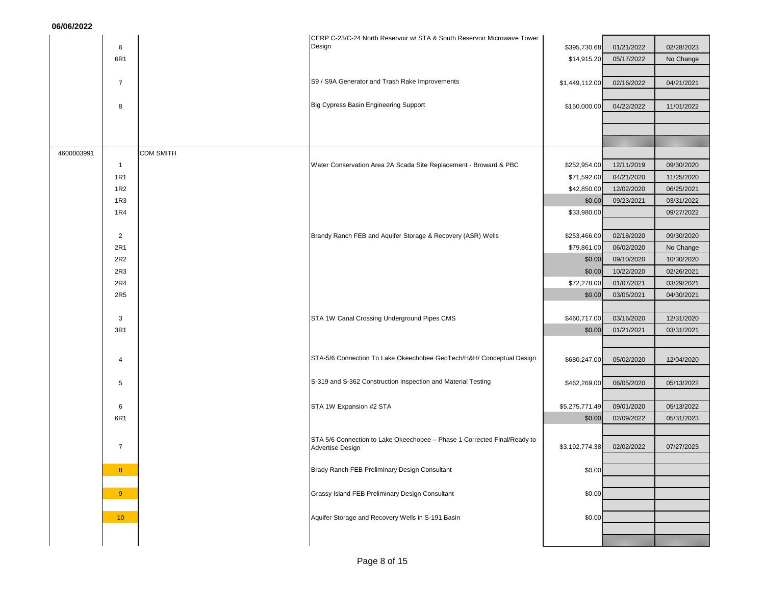06/06/2022

| | | | | | | |
|---|---|---|---|---|---|---|
| | 6 | | CERP C-23/C-24 North Reservoir w/ STA & South Reservoir Microwave Tower Design | $395,730.68 | 01/21/2022 | 02/28/2023 |
| | 6R1 | | | $14,915.20 | 05/17/2022 | No Change |
| | 7 | | S9 / S9A Generator and Trash Rake Improvements | $1,449,112.00 | 02/16/2022 | 04/21/2021 |
| | 8 | | Big Cypress Basin Engineering Support | $150,000.00 | 04/22/2022 | 11/01/2022 |
| 4600003991 | | CDM SMITH | | | | |
| | 1 | | Water Conservation Area 2A Scada Site Replacement - Broward & PBC | $252,954.00 | 12/11/2019 | 09/30/2020 |
| | 1R1 | | | $71,592.00 | 04/21/2020 | 11/25/2020 |
| | 1R2 | | | $42,850.00 | 12/02/2020 | 06/25/2021 |
| | 1R3 | | | $0.00 | 09/23/2021 | 03/31/2022 |
| | 1R4 | | | $33,980.00 | | 09/27/2022 |
| | 2 | | Brandy Ranch FEB and Aquifer Storage & Recovery (ASR) Wells | $253,466.00 | 02/18/2020 | 09/30/2020 |
| | 2R1 | | | $79,861.00 | 06/02/2020 | No Change |
| | 2R2 | | | $0.00 | 09/10/2020 | 10/30/2020 |
| | 2R3 | | | $0.00 | 10/22/2020 | 02/26/2021 |
| | 2R4 | | | $72,278.00 | 01/07/2021 | 03/29/2021 |
| | 2R5 | | | $0.00 | 03/05/2021 | 04/30/2021 |
| | 3 | | STA 1W Canal Crossing Underground Pipes CMS | $460,717.00 | 03/16/2020 | 12/31/2020 |
| | 3R1 | | | $0.00 | 01/21/2021 | 03/31/2021 |
| | 4 | | STA-5/6 Connection To Lake Okeechobee GeoTech/H&H/ Conceptual Design | $680,247.00 | 05/02/2020 | 12/04/2020 |
| | 5 | | S-319 and S-362 Construction Inspection and Material Testing | $462,269.00 | 06/05/2020 | 05/13/2022 |
| | 6 | | STA 1W Expansion #2 STA | $5,275,771.49 | 09/01/2020 | 05/13/2022 |
| | 6R1 | | | $0.00 | 02/09/2022 | 05/31/2023 |
| | 7 | | STA 5/6 Connection to Lake Okeechobee – Phase 1 Corrected Final/Ready to Advertise Design | $3,192,774.38 | 02/02/2022 | 07/27/2023 |
| | 8 | | Brady Ranch FEB Preliminary Design Consultant | $0.00 | | |
| | 9 | | Grassy Island FEB Preliminary Design Consultant | $0.00 | | |
| | 10 | | Aquifer Storage and Recovery Wells in S-191 Basin | $0.00 | | |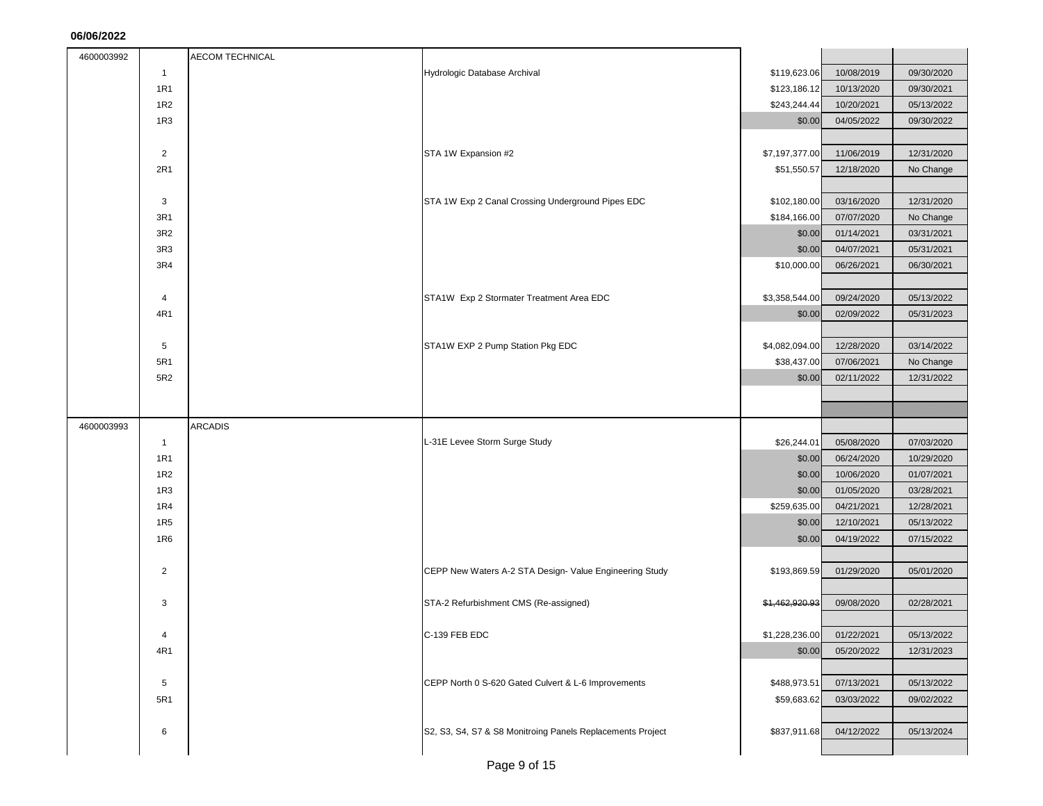**06/06/2022**

| | | | | | | |
|---|---|---|---|---|---|---|
| 4600003992 | | AECOM TECHNICAL | | | | |
| | 1 | | Hydrologic Database Archival | $119,623.06 | 10/08/2019 | 09/30/2020 |
| | 1R1 | | | $123,186.12 | 10/13/2020 | 09/30/2021 |
| | 1R2 | | | $243,244.44 | 10/20/2021 | 05/13/2022 |
| | 1R3 | | | $0.00 | 04/05/2022 | 09/30/2022 |
| | | | | | | |
| | 2 | | STA 1W Expansion #2 | $7,197,377.00 | 11/06/2019 | 12/31/2020 |
| | 2R1 | | | $51,550.57 | 12/18/2020 | No Change |
| | | | | | | |
| | 3 | | STA 1W Exp 2 Canal Crossing Underground Pipes EDC | $102,180.00 | 03/16/2020 | 12/31/2020 |
| | 3R1 | | | $184,166.00 | 07/07/2020 | No Change |
| | 3R2 | | | $0.00 | 01/14/2021 | 03/31/2021 |
| | 3R3 | | | $0.00 | 04/07/2021 | 05/31/2021 |
| | 3R4 | | | $10,000.00 | 06/26/2021 | 06/30/2021 |
| | | | | | | |
| | 4 | | STA1W Exp 2 Stormater Treatment Area EDC | $3,358,544.00 | 09/24/2020 | 05/13/2022 |
| | 4R1 | | | $0.00 | 02/09/2022 | 05/31/2023 |
| | | | | | | |
| | 5 | | STA1W EXP 2 Pump Station Pkg EDC | $4,082,094.00 | 12/28/2020 | 03/14/2022 |
| | 5R1 | | | $38,437.00 | 07/06/2021 | No Change |
| | 5R2 | | | $0.00 | 02/11/2022 | 12/31/2022 |
| | | | | | | |
| 4600003993 | | ARCADIS | | | | |
| | 1 | | L-31E Levee Storm Surge Study | $26,244.01 | 05/08/2020 | 07/03/2020 |
| | 1R1 | | | $0.00 | 06/24/2020 | 10/29/2020 |
| | 1R2 | | | $0.00 | 10/06/2020 | 01/07/2021 |
| | 1R3 | | | $0.00 | 01/05/2020 | 03/28/2021 |
| | 1R4 | | | $259,635.00 | 04/21/2021 | 12/28/2021 |
| | 1R5 | | | $0.00 | 12/10/2021 | 05/13/2022 |
| | 1R6 | | | $0.00 | 04/19/2022 | 07/15/2022 |
| | | | | | | |
| | 2 | | CEPP New Waters A-2 STA Design- Value Engineering Study | $193,869.59 | 01/29/2020 | 05/01/2020 |
| | | | | | | |
| | 3 | | STA-2 Refurbishment CMS (Re-assigned) | ~~$1,462,920.93~~ | 09/08/2020 | 02/28/2021 |
| | | | | | | |
| | 4 | | C-139 FEB EDC | $1,228,236.00 | 01/22/2021 | 05/13/2022 |
| | 4R1 | | | $0.00 | 05/20/2022 | 12/31/2023 |
| | | | | | | |
| | 5 | | CEPP North 0 S-620 Gated Culvert & L-6 Improvements | $488,973.51 | 07/13/2021 | 05/13/2022 |
| | 5R1 | | | $59,683.62 | 03/03/2022 | 09/02/2022 |
| | | | | | | |
| | 6 | | S2, S3, S4, S7 & S8 Monitroing Panels Replacements Project | $837,911.68 | 04/12/2022 | 05/13/2024 |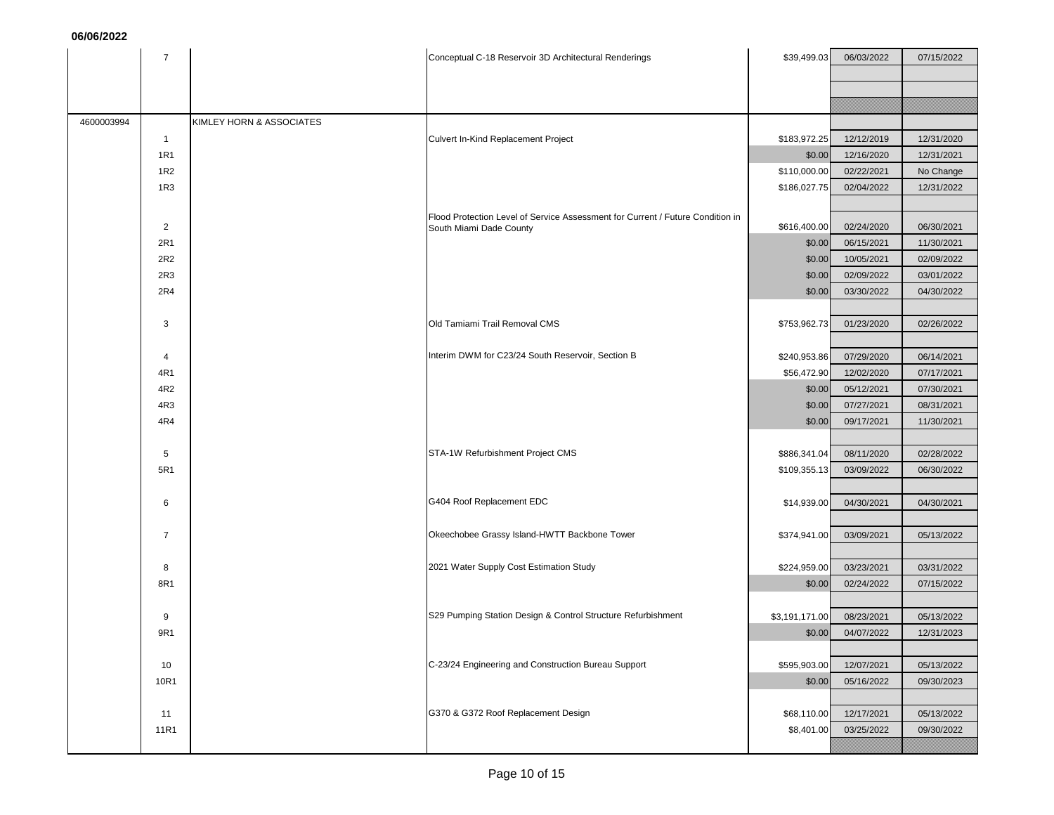**06/06/2022**

| | | | | | | |
|---|---|---|---|---|---|---|
| | 7 | | Conceptual C-18 Reservoir 3D Architectural Renderings | $39,499.03 | 06/03/2022 | 07/15/2022 |
| | | | | | | |
| | | | | | | |
| | | | | | | |
| 4600003994 | | KIMLEY HORN & ASSOCIATES | | | | |
| | 1 | | Culvert In-Kind Replacement Project | $183,972.25 | 12/12/2019 | 12/31/2020 |
| | 1R1 | | | $0.00 | 12/16/2020 | 12/31/2021 |
| | 1R2 | | | $110,000.00 | 02/22/2021 | No Change |
| | 1R3 | | | $186,027.75 | 02/04/2022 | 12/31/2022 |
| | | | | | | |
| | 2 | | Flood Protection Level of Service Assessment for Current / Future Condition in South Miami Dade County | $616,400.00 | 02/24/2020 | 06/30/2021 |
| | 2R1 | | | $0.00 | 06/15/2021 | 11/30/2021 |
| | 2R2 | | | $0.00 | 10/05/2021 | 02/09/2022 |
| | 2R3 | | | $0.00 | 02/09/2022 | 03/01/2022 |
| | 2R4 | | | $0.00 | 03/30/2022 | 04/30/2022 |
| | | | | | | |
| | 3 | | Old Tamiami Trail Removal CMS | $753,962.73 | 01/23/2020 | 02/26/2022 |
| | | | | | | |
| | 4 | | Interim DWM for C23/24 South Reservoir, Section B | $240,953.86 | 07/29/2020 | 06/14/2021 |
| | 4R1 | | | $56,472.90 | 12/02/2020 | 07/17/2021 |
| | 4R2 | | | $0.00 | 05/12/2021 | 07/30/2021 |
| | 4R3 | | | $0.00 | 07/27/2021 | 08/31/2021 |
| | 4R4 | | | $0.00 | 09/17/2021 | 11/30/2021 |
| | | | | | | |
| | 5 | | STA-1W Refurbishment Project CMS | $886,341.04 | 08/11/2020 | 02/28/2022 |
| | 5R1 | | | $109,355.13 | 03/09/2022 | 06/30/2022 |
| | | | | | | |
| | 6 | | G404 Roof Replacement EDC | $14,939.00 | 04/30/2021 | 04/30/2021 |
| | | | | | | |
| | 7 | | Okeechobee Grassy Island-HWTT Backbone Tower | $374,941.00 | 03/09/2021 | 05/13/2022 |
| | | | | | | |
| | 8 | | 2021 Water Supply Cost Estimation Study | $224,959.00 | 03/23/2021 | 03/31/2022 |
| | 8R1 | | | $0.00 | 02/24/2022 | 07/15/2022 |
| | | | | | | |
| | 9 | | S29 Pumping Station Design & Control Structure Refurbishment | $3,191,171.00 | 08/23/2021 | 05/13/2022 |
| | 9R1 | | | $0.00 | 04/07/2022 | 12/31/2023 |
| | | | | | | |
| | 10 | | C-23/24 Engineering and Construction Bureau Support | $595,903.00 | 12/07/2021 | 05/13/2022 |
| | 10R1 | | | $0.00 | 05/16/2022 | 09/30/2023 |
| | | | | | | |
| | 11 | | G370 & G372 Roof Replacement Design | $68,110.00 | 12/17/2021 | 05/13/2022 |
| | 11R1 | | | $8,401.00 | 03/25/2022 | 09/30/2022 |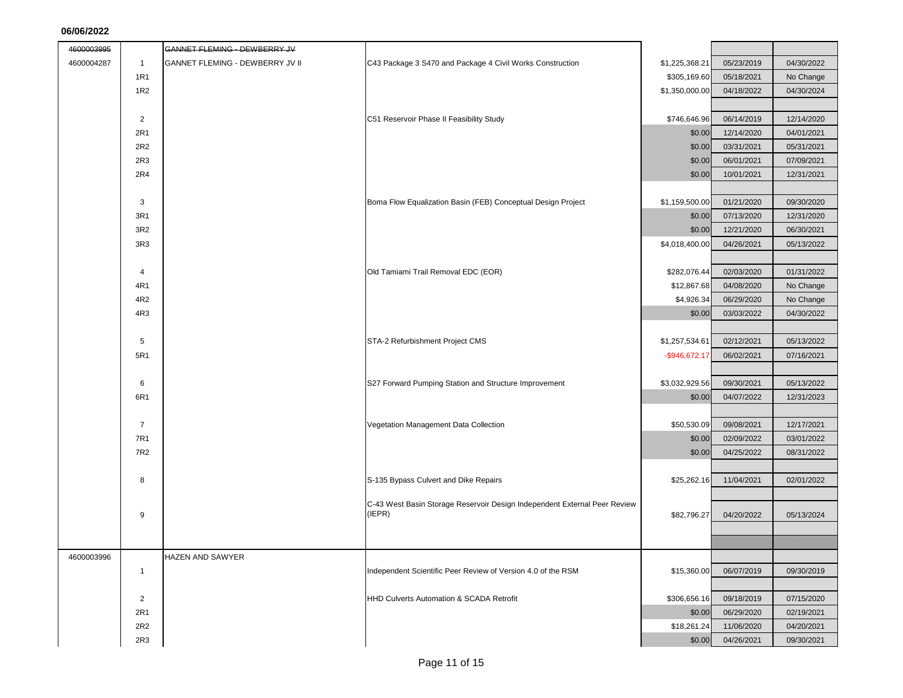**06/06/2022**

| | | | | | | |
|---|---|---|---|---|---|---|
| ~~4600003995~~ | | ~~GANNET FLEMING - DEWBERRY JV~~ | | | | |
| 4600004287 | 1 | GANNET FLEMING - DEWBERRY JV II | C43 Package 3 S470 and Package 4 Civil Works Construction | $1,225,368.21 | 05/23/2019 | 04/30/2022 |
| | 1R1 | | | $305,169.60 | 05/18/2021 | No Change |
| | 1R2 | | | $1,350,000.00 | 04/18/2022 | 04/30/2024 |
| | | | | | | |
| | 2 | | C51 Reservoir Phase II Feasibility Study | $746,646.96 | 06/14/2019 | 12/14/2020 |
| | 2R1 | | | $0.00 | 12/14/2020 | 04/01/2021 |
| | 2R2 | | | $0.00 | 03/31/2021 | 05/31/2021 |
| | 2R3 | | | $0.00 | 06/01/2021 | 07/09/2021 |
| | 2R4 | | | $0.00 | 10/01/2021 | 12/31/2021 |
| | | | | | | |
| | 3 | | Boma Flow Equalization Basin (FEB) Conceptual Design Project | $1,159,500.00 | 01/21/2020 | 09/30/2020 |
| | 3R1 | | | $0.00 | 07/13/2020 | 12/31/2020 |
| | 3R2 | | | $0.00 | 12/21/2020 | 06/30/2021 |
| | 3R3 | | | $4,018,400.00 | 04/26/2021 | 05/13/2022 |
| | | | | | | |
| | 4 | | Old Tamiami Trail Removal EDC (EOR) | $282,076.44 | 02/03/2020 | 01/31/2022 |
| | 4R1 | | | $12,867.68 | 04/08/2020 | No Change |
| | 4R2 | | | $4,926.34 | 06/29/2020 | No Change |
| | 4R3 | | | $0.00 | 03/03/2022 | 04/30/2022 |
| | | | | | | |
| | 5 | | STA-2 Refurbishment Project CMS | $1,257,534.61 | 02/12/2021 | 05/13/2022 |
| | 5R1 | | | -$946,672.17 | 06/02/2021 | 07/16/2021 |
| | | | | | | |
| | 6 | | S27 Forward Pumping Station and Structure Improvement | $3,032,929.56 | 09/30/2021 | 05/13/2022 |
| | 6R1 | | | $0.00 | 04/07/2022 | 12/31/2023 |
| | | | | | | |
| | 7 | | Vegetation Management Data Collection | $50,530.09 | 09/08/2021 | 12/17/2021 |
| | 7R1 | | | $0.00 | 02/09/2022 | 03/01/2022 |
| | 7R2 | | | $0.00 | 04/25/2022 | 08/31/2022 |
| | | | | | | |
| | 8 | | S-135 Bypass Culvert and Dike Repairs | $25,262.16 | 11/04/2021 | 02/01/2022 |
| | | | | | | |
| | 9 | | C-43 West Basin Storage Reservoir Design Independent External Peer Review (IEPR) | $82,796.27 | 04/20/2022 | 05/13/2024 |
| | | | | | | |
| 4600003996 | | HAZEN AND SAWYER | | | | |
| | 1 | | Independent Scientific Peer Review of Version 4.0 of the RSM | $15,360.00 | 06/07/2019 | 09/30/2019 |
| | | | | | | |
| | 2 | | HHD Culverts Automation & SCADA Retrofit | $306,656.16 | 09/18/2019 | 07/15/2020 |
| | 2R1 | | | $0.00 | 06/29/2020 | 02/19/2021 |
| | 2R2 | | | $18,261.24 | 11/06/2020 | 04/20/2021 |
| | 2R3 | | | $0.00 | 04/26/2021 | 09/30/2021 |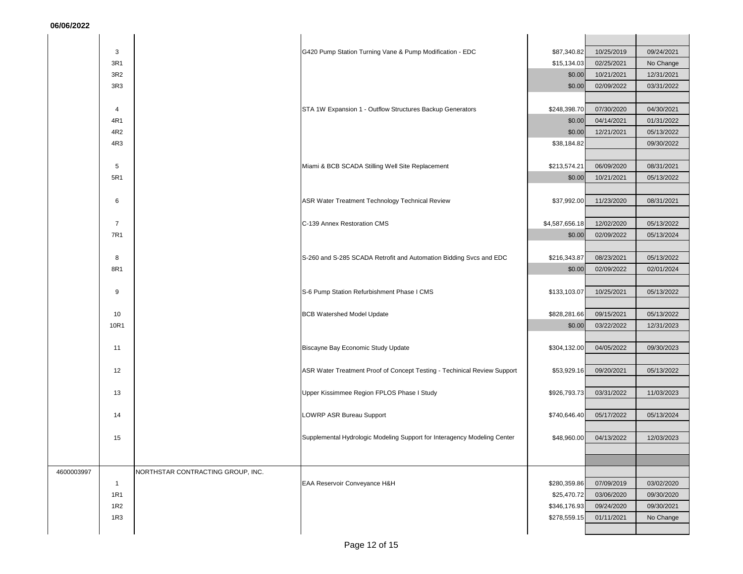06/06/2022

| | | | | | | |
|---|---|---|---|---|---|---|
| | 3 | | G420 Pump Station Turning Vane & Pump Modification - EDC | $87,340.82 | 10/25/2019 | 09/24/2021 |
| | 3R1 | | | $15,134.03 | 02/25/2021 | No Change |
| | 3R2 | | | $0.00 | 10/21/2021 | 12/31/2021 |
| | 3R3 | | | $0.00 | 02/09/2022 | 03/31/2022 |
| | 4 | | STA 1W Expansion 1 - Outflow Structures Backup Generators | $248,398.70 | 07/30/2020 | 04/30/2021 |
| | 4R1 | | | $0.00 | 04/14/2021 | 01/31/2022 |
| | 4R2 | | | $0.00 | 12/21/2021 | 05/13/2022 |
| | 4R3 | | | $38,184.82 | | 09/30/2022 |
| | 5 | | Miami & BCB SCADA Stilling Well Site Replacement | $213,574.21 | 06/09/2020 | 08/31/2021 |
| | 5R1 | | | $0.00 | 10/21/2021 | 05/13/2022 |
| | 6 | | ASR Water Treatment Technology Technical Review | $37,992.00 | 11/23/2020 | 08/31/2021 |
| | 7 | | C-139 Annex Restoration CMS | $4,587,656.18 | 12/02/2020 | 05/13/2022 |
| | 7R1 | | | $0.00 | 02/09/2022 | 05/13/2024 |
| | 8 | | S-260 and S-285 SCADA Retrofit and Automation Bidding Svcs and EDC | $216,343.87 | 08/23/2021 | 05/13/2022 |
| | 8R1 | | | $0.00 | 02/09/2022 | 02/01/2024 |
| | 9 | | S-6 Pump Station Refurbishment Phase I CMS | $133,103.07 | 10/25/2021 | 05/13/2022 |
| | 10 | | BCB Watershed Model Update | $828,281.66 | 09/15/2021 | 05/13/2022 |
| | 10R1 | | | $0.00 | 03/22/2022 | 12/31/2023 |
| | 11 | | Biscayne Bay Economic Study Update | $304,132.00 | 04/05/2022 | 09/30/2023 |
| | 12 | | ASR Water Treatment Proof of Concept Testing - Techinical Review Support | $53,929.16 | 09/20/2021 | 05/13/2022 |
| | 13 | | Upper Kissimmee Region FPLOS Phase I Study | $926,793.73 | 03/31/2022 | 11/03/2023 |
| | 14 | | LOWRP ASR Bureau Support | $740,646.40 | 05/17/2022 | 05/13/2024 |
| | 15 | | Supplemental Hydrologic Modeling Support for Interagency Modeling Center | $48,960.00 | 04/13/2022 | 12/03/2023 |
| 4600003997 | | NORTHSTAR CONTRACTING GROUP, INC. | | | | |
| | 1 | | EAA Reservoir Conveyance H&H | $280,359.86 | 07/09/2019 | 03/02/2020 |
| | 1R1 | | | $25,470.72 | 03/06/2020 | 09/30/2020 |
| | 1R2 | | | $346,176.93 | 09/24/2020 | 09/30/2021 |
| | 1R3 | | | $278,559.15 | 01/11/2021 | No Change |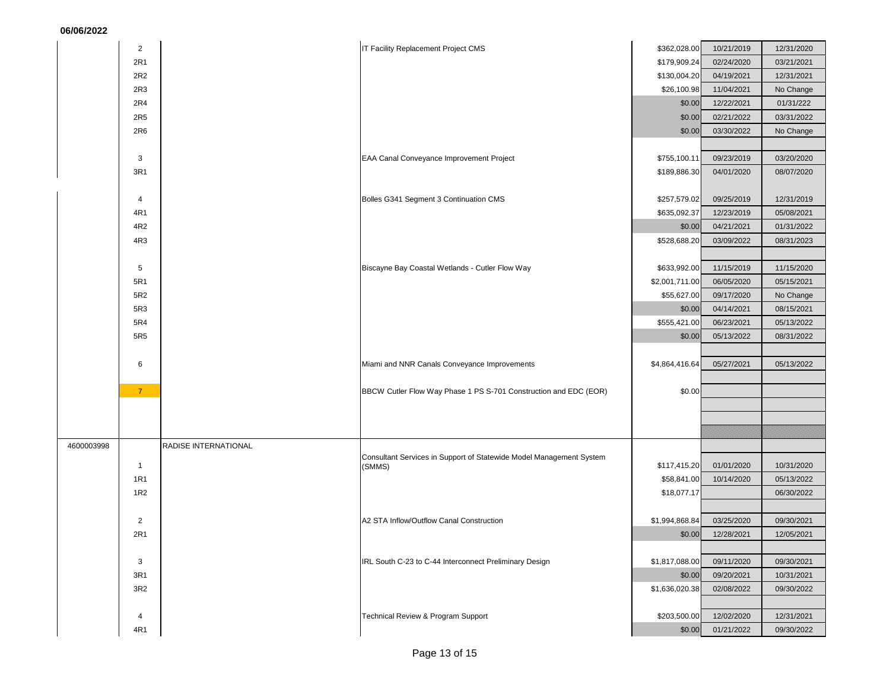06/06/2022

| Contract | Work Order | Vendor | Description | Amount | Start Date | End Date |
|---|---|---|---|---|---|---|
| | 2 | | IT Facility Replacement Project CMS | $362,028.00 | 10/21/2019 | 12/31/2020 |
| | 2R1 | | | $179,909.24 | 02/24/2020 | 03/21/2021 |
| | 2R2 | | | $130,004.20 | 04/19/2021 | 12/31/2021 |
| | 2R3 | | | $26,100.98 | 11/04/2021 | No Change |
| | 2R4 | | | $0.00 | 12/22/2021 | 01/31/222 |
| | 2R5 | | | $0.00 | 02/21/2022 | 03/31/2022 |
| | 2R6 | | | $0.00 | 03/30/2022 | No Change |
| | | | | | | |
| | 3 | | EAA Canal Conveyance Improvement Project | $755,100.11 | 09/23/2019 | 03/20/2020 |
| | 3R1 | | | $189,886.30 | 04/01/2020 | 08/07/2020 |
| | | | | | | |
| | 4 | | Bolles G341 Segment 3 Continuation CMS | $257,579.02 | 09/25/2019 | 12/31/2019 |
| | 4R1 | | | $635,092.37 | 12/23/2019 | 05/08/2021 |
| | 4R2 | | | $0.00 | 04/21/2021 | 01/31/2022 |
| | 4R3 | | | $528,688.20 | 03/09/2022 | 08/31/2023 |
| | | | | | | |
| | 5 | | Biscayne Bay Coastal Wetlands - Cutler Flow Way | $633,992.00 | 11/15/2019 | 11/15/2020 |
| | 5R1 | | | $2,001,711.00 | 06/05/2020 | 05/15/2021 |
| | 5R2 | | | $55,627.00 | 09/17/2020 | No Change |
| | 5R3 | | | $0.00 | 04/14/2021 | 08/15/2021 |
| | 5R4 | | | $555,421.00 | 06/23/2021 | 05/13/2022 |
| | 5R5 | | | $0.00 | 05/13/2022 | 08/31/2022 |
| | | | | | | |
| | 6 | | Miami and NNR Canals Conveyance Improvements | $4,864,416.64 | 05/27/2021 | 05/13/2022 |
| | | | | | | |
| | 7 | | BBCW Cutler Flow Way Phase 1 PS S-701 Construction and EDC (EOR) | $0.00 | | |
| | | | | | | |
| | | | | | | |
| | | | | | | |
| 4600003998 | | RADISE INTERNATIONAL | | | | |
| | 1 | | Consultant Services in Support of Statewide Model Management System (SMMS) | $117,415.20 | 01/01/2020 | 10/31/2020 |
| | 1R1 | | | $58,841.00 | 10/14/2020 | 05/13/2022 |
| | 1R2 | | | $18,077.17 | | 06/30/2022 |
| | | | | | | |
| | 2 | | A2 STA Inflow/Outflow Canal Construction | $1,994,868.84 | 03/25/2020 | 09/30/2021 |
| | 2R1 | | | $0.00 | 12/28/2021 | 12/05/2021 |
| | | | | | | |
| | 3 | | IRL South C-23 to C-44 Interconnect Preliminary Design | $1,817,088.00 | 09/11/2020 | 09/30/2021 |
| | 3R1 | | | $0.00 | 09/20/2021 | 10/31/2021 |
| | 3R2 | | | $1,636,020.38 | 02/08/2022 | 09/30/2022 |
| | | | | | | |
| | 4 | | Technical Review & Program Support | $203,500.00 | 12/02/2020 | 12/31/2021 |
| | 4R1 | | | $0.00 | 01/21/2022 | 09/30/2022 |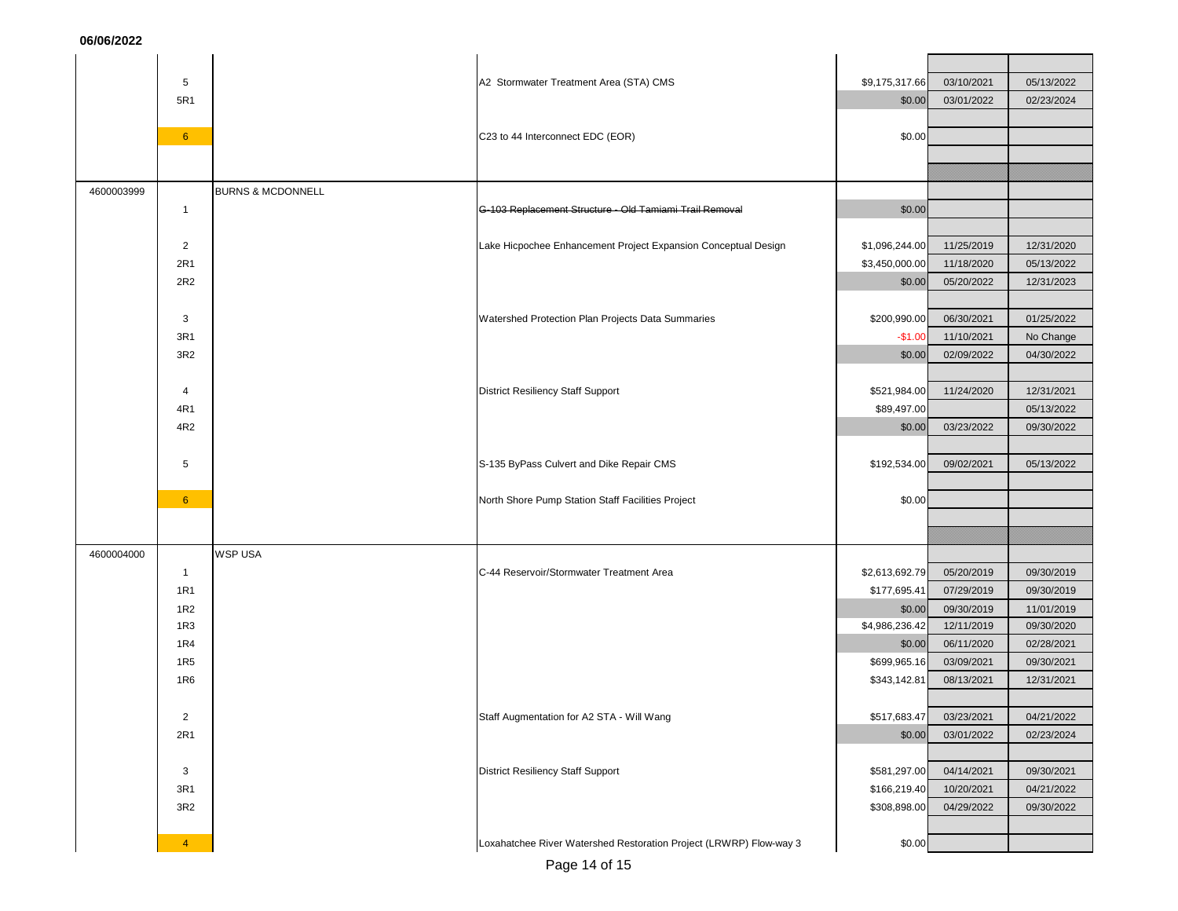06/06/2022

| Contract | Work Order | Vendor | Description | Amount | Start Date | End Date |
|---|---|---|---|---|---|---|
| | 5 | | A2 Stormwater Treatment Area (STA) CMS | $9,175,317.66 | 03/10/2021 | 05/13/2022 |
| | 5R1 | | | $0.00 | 03/01/2022 | 02/23/2024 |
| | 6 | | C23 to 44 Interconnect EDC (EOR) | $0.00 | | |
| 4600003999 | | BURNS & MCDONNELL | | | | |
| | 1 | | ~~G-103 Replacement Structure - Old Tamiami Trail Removal~~ | $0.00 | | |
| | 2 | | Lake Hicpochee Enhancement Project Expansion Conceptual Design | $1,096,244.00 | 11/25/2019 | 12/31/2020 |
| | 2R1 | | | $3,450,000.00 | 11/18/2020 | 05/13/2022 |
| | 2R2 | | | $0.00 | 05/20/2022 | 12/31/2023 |
| | 3 | | Watershed Protection Plan Projects Data Summaries | $200,990.00 | 06/30/2021 | 01/25/2022 |
| | 3R1 | | | -$1.00 | 11/10/2021 | No Change |
| | 3R2 | | | $0.00 | 02/09/2022 | 04/30/2022 |
| | 4 | | District Resiliency Staff Support | $521,984.00 | 11/24/2020 | 12/31/2021 |
| | 4R1 | | | $89,497.00 | | 05/13/2022 |
| | 4R2 | | | $0.00 | 03/23/2022 | 09/30/2022 |
| | 5 | | S-135 ByPass Culvert and Dike Repair CMS | $192,534.00 | 09/02/2021 | 05/13/2022 |
| | 6 | | North Shore Pump Station Staff Facilities Project | $0.00 | | |
| 4600004000 | | WSP USA | | | | |
| | 1 | | C-44 Reservoir/Stormwater Treatment Area | $2,613,692.79 | 05/20/2019 | 09/30/2019 |
| | 1R1 | | | $177,695.41 | 07/29/2019 | 09/30/2019 |
| | 1R2 | | | $0.00 | 09/30/2019 | 11/01/2019 |
| | 1R3 | | | $4,986,236.42 | 12/11/2019 | 09/30/2020 |
| | 1R4 | | | $0.00 | 06/11/2020 | 02/28/2021 |
| | 1R5 | | | $699,965.16 | 03/09/2021 | 09/30/2021 |
| | 1R6 | | | $343,142.81 | 08/13/2021 | 12/31/2021 |
| | 2 | | Staff Augmentation for A2 STA - Will Wang | $517,683.47 | 03/23/2021 | 04/21/2022 |
| | 2R1 | | | $0.00 | 03/01/2022 | 02/23/2024 |
| | 3 | | District Resiliency Staff Support | $581,297.00 | 04/14/2021 | 09/30/2021 |
| | 3R1 | | | $166,219.40 | 10/20/2021 | 04/21/2022 |
| | 3R2 | | | $308,898.00 | 04/29/2022 | 09/30/2022 |
| | 4 | | Loxahatchee River Watershed Restoration Project (LRWRP) Flow-way 3 | $0.00 | | |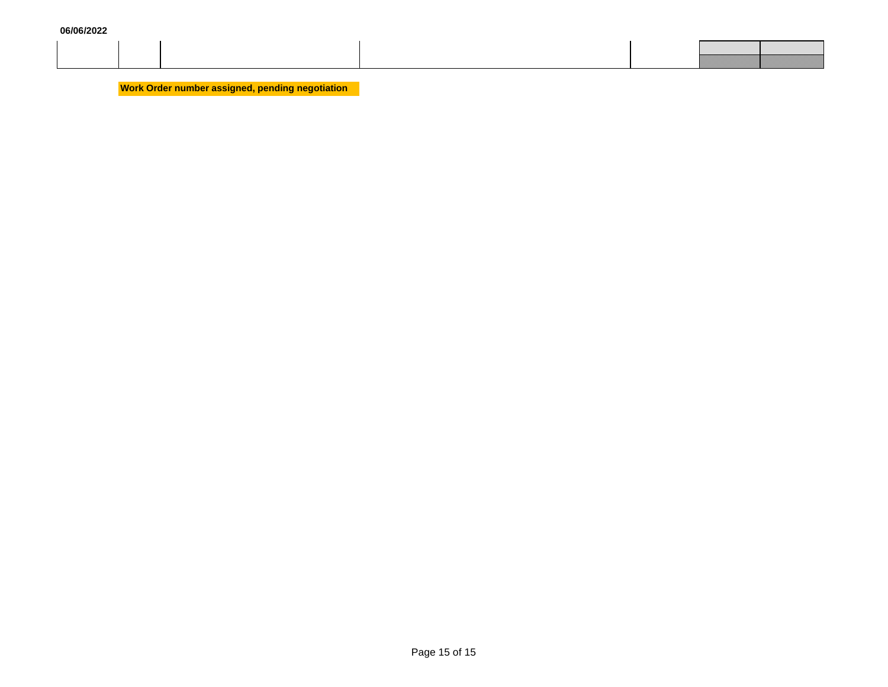06/06/2022

| | | | | | | |
|---|---|---|---|---|---|---|
| | | | | | | |

**Work Order number assigned, pending negotiation**